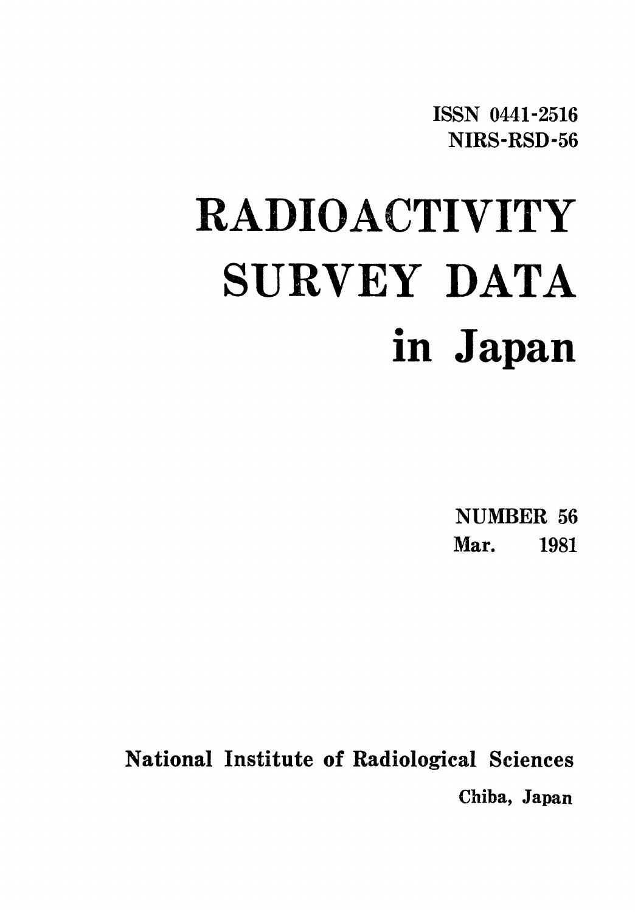ISSN 0441-2516
NIRS-RSD-56

# RADIOACTIVITY SURVEY DATA in Japan

NUMBER 56
Mar. 1981

National Institute of Radiological Sciences
Chiba, Japan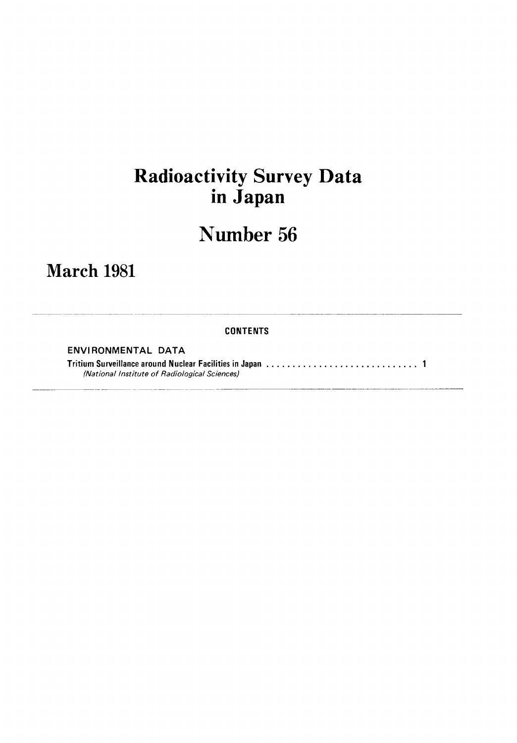# Radioactivity Survey Data in Japan

# Number 56

## March 1981

**CONTENTS**

ENVIRONMENTAL DATA

Tritium Surveillance around Nuclear Facilities in Japan .............................. 1
*(National Institute of Radiological Sciences)*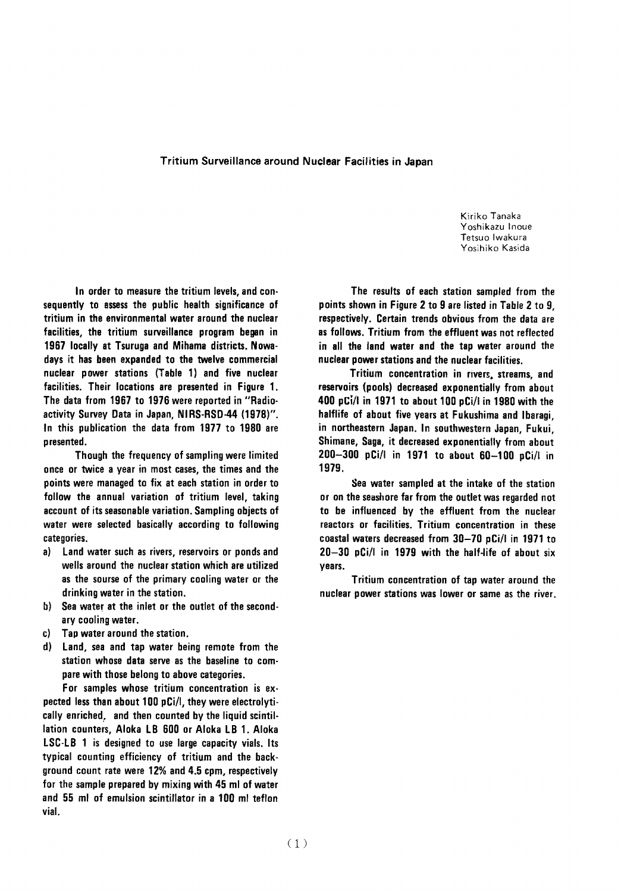# Tritium Surveillance around Nuclear Facilities in Japan

Kiriko Tanaka
Yoshikazu Inoue
Tetsuo Iwakura
Yosihiko Kasida

In order to measure the tritium levels, and consequently to assess the public health significance of tritium in the environmental water around the nuclear facilities, the tritium surveillance program began in 1967 locally at Tsuruga and Mihama districts. Nowadays it has been expanded to the twelve commercial nuclear power stations (Table 1) and five nuclear facilities. Their locations are presented in Figure 1. The data from 1967 to 1976 were reported in "Radioactivity Survey Data in Japan, NIRS-RSD-44 (1978)". In this publication the data from 1977 to 1980 are presented.

Though the frequency of sampling were limited once or twice a year in most cases, the times and the points were managed to fix at each station in order to follow the annual variation of tritium level, taking account of its seasonable variation. Sampling objects of water were selected basically according to following categories.

a) Land water such as rivers, reservoirs or ponds and wells around the nuclear station which are utilized as the sourse of the primary cooling water or the drinking water in the station.
b) Sea water at the inlet or the outlet of the secondary cooling water.
c) Tap water around the station.
d) Land, sea and tap water being remote from the station whose data serve as the baseline to compare with those belong to above categories.

For samples whose tritium concentration is expected less than about 100 pCi/l, they were electrolytically enriched, and then counted by the liquid scintillation counters, Aloka LB 600 or Aloka LB 1. Aloka LSC-LB 1 is designed to use large capacity vials. Its typical counting efficiency of tritium and the background count rate were 12% and 4.5 cpm, respectively for the sample prepared by mixing with 45 ml of water and 55 ml of emulsion scintillator in a 100 ml teflon vial.

The results of each station sampled from the points shown in Figure 2 to 9 are listed in Table 2 to 9, respectively. Certain trends obvious from the data are as follows. Tritium from the effluent was not reflected in all the land water and the tap water around the nuclear power stations and the nuclear facilities.

Tritium concentration in rivers, streams, and reservoirs (pools) decreased exponentially from about 400 pCi/l in 1971 to about 100 pCi/l in 1980 with the halflife of about five years at Fukushima and Ibaragi, in northeastern Japan. In southwestern Japan, Fukui, Shimane, Saga, it decreased exponentially from about 200–300 pCi/l in 1971 to about 60–100 pCi/l in 1979.

Sea water sampled at the intake of the station or on the seashore far from the outlet was regarded not to be influenced by the effluent from the nuclear reactors or facilities. Tritium concentration in these coastal waters decreased from 30–70 pCi/l in 1971 to 20–30 pCi/l in 1979 with the half-life of about six years.

Tritium concentration of tap water around the nuclear power stations was lower or same as the river.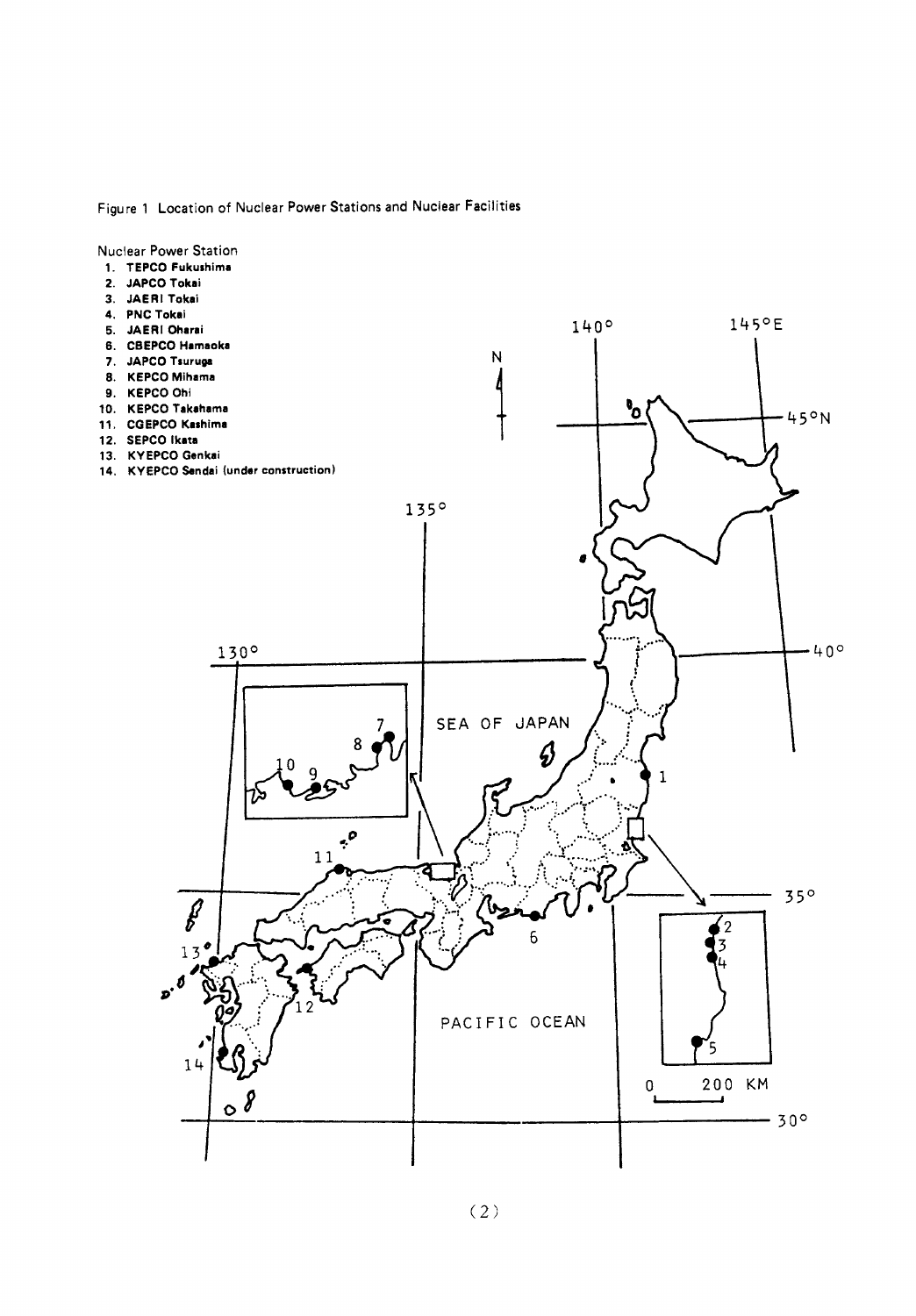Figure 1 Location of Nuclear Power Stations and Nuclear Facilities

Nuclear Power Station

1. TEPCO Fukushima
2. JAPCO Tokai
3. JAERI Tokai
4. PNC Tokai
5. JAERI Oharai
6. CBEPCO Hamaoka
7. JAPCO Tsuruga
8. KEPCO Mihama
9. KEPCO Ohi
10. KEPCO Takahama
11. CGEPCO Kashima
12. SEPCO Ikata
13. KYEPCO Genkai
14. KYEPCO Sendai (under construction)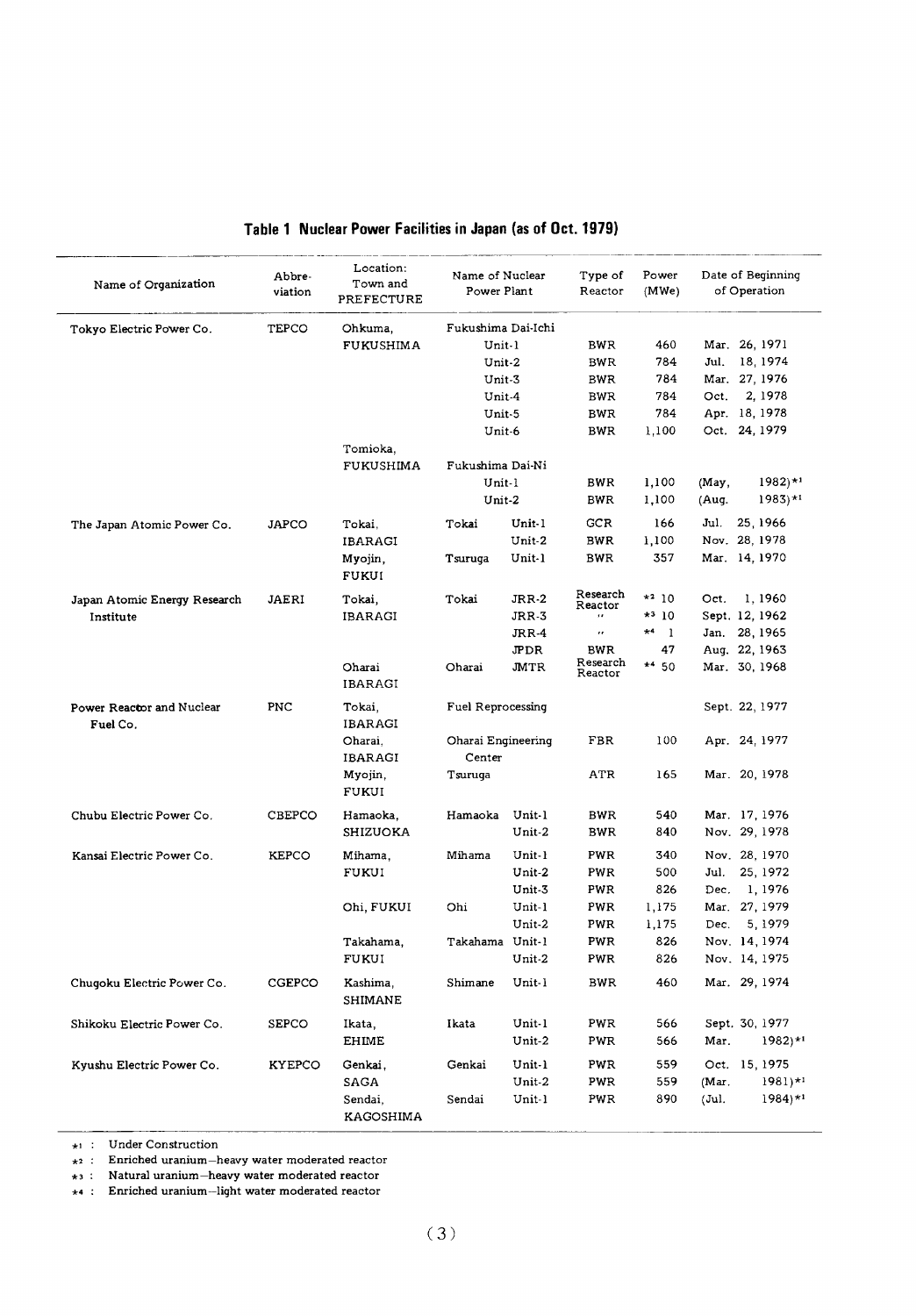## Table 1 Nuclear Power Facilities in Japan (as of Oct. 1979)

| Name of Organization | Abbre-viation | Location: Town and PREFECTURE | Name of Nuclear Power Plant | | Type of Reactor | Power (MWe) | Date of Beginning of Operation |
|---|---|---|---|---|---|---|---|
| Tokyo Electric Power Co. | TEPCO | Ohkuma, FUKUSHIMA | Fukushima Dai-Ichi | | | | |
| | | | | Unit-1 | BWR | 460 | Mar. 26, 1971 |
| | | | | Unit-2 | BWR | 784 | Jul. 18, 1974 |
| | | | | Unit-3 | BWR | 784 | Mar. 27, 1976 |
| | | | | Unit-4 | BWR | 784 | Oct. 2, 1978 |
| | | | | Unit-5 | BWR | 784 | Apr. 18, 1978 |
| | | | | Unit-6 | BWR | 1,100 | Oct. 24, 1979 |
| | | Tomioka, FUKUSHIMA | Fukushima Dai-Ni | | | | |
| | | | | Unit-1 | BWR | 1,100 | (May, 1982)*1 |
| | | | | Unit-2 | BWR | 1,100 | (Aug. 1983)*1 |
| The Japan Atomic Power Co. | JAPCO | Tokai, IBARAGI | Tokai | Unit-1 | GCR | 166 | Jul. 25, 1966 |
| | | | | Unit-2 | BWR | 1,100 | Nov. 28, 1978 |
| | | Myojin, FUKUI | Tsuruga | Unit-1 | BWR | 357 | Mar. 14, 1970 |
| Japan Atomic Energy Research Institute | JAERI | Tokai, IBARAGI | Tokai | JRR-2 | Research Reactor | *2 10 | Oct. 1, 1960 |
| | | | | JRR-3 | " | *3 10 | Sept. 12, 1962 |
| | | | | JRR-4 | " | *4 1 | Jan. 28, 1965 |
| | | | | JPDR | BWR | 47 | Aug. 22, 1963 |
| | | Oharai IBARAGI | Oharai | JMTR | Research Reactor | *4 50 | Mar. 30, 1968 |
| Power Reactor and Nuclear Fuel Co. | PNC | Tokai, IBARAGI | Fuel Reprocessing | | | | Sept. 22, 1977 |
| | | Oharai, IBARAGI | Oharai Engineering Center | | FBR | 100 | Apr. 24, 1977 |
| | | Myojin, FUKUI | Tsuruga | | ATR | 165 | Mar. 20, 1978 |
| Chubu Electric Power Co. | CBEPCO | Hamaoka, SHIZUOKA | Hamaoka | Unit-1 | BWR | 540 | Mar. 17, 1976 |
| | | | | Unit-2 | BWR | 840 | Nov. 29, 1978 |
| Kansai Electric Power Co. | KEPCO | Mihama, FUKUI | Mihama | Unit-1 | PWR | 340 | Nov. 28, 1970 |
| | | | | Unit-2 | PWR | 500 | Jul. 25, 1972 |
| | | | | Unit-3 | PWR | 826 | Dec. 1, 1976 |
| | | Ohi, FUKUI | Ohi | Unit-1 | PWR | 1,175 | Mar. 27, 1979 |
| | | | | Unit-2 | PWR | 1,175 | Dec. 5, 1979 |
| | | Takahama, FUKUI | Takahama | Unit-1 | PWR | 826 | Nov. 14, 1974 |
| | | | | Unit-2 | PWR | 826 | Nov. 14, 1975 |
| Chugoku Electric Power Co. | CGEPCO | Kashima, SHIMANE | Shimane | Unit-1 | BWR | 460 | Mar. 29, 1974 |
| Shikoku Electric Power Co. | SEPCO | Ikata, EHIME | Ikata | Unit-1 | PWR | 566 | Sept. 30, 1977 |
| | | | | Unit-2 | PWR | 566 | Mar. 1982)*1 |
| Kyushu Electric Power Co. | KYEPCO | Genkai, SAGA | Genkai | Unit-1 | PWR | 559 | Oct. 15, 1975 |
| | | | | Unit-2 | PWR | 559 | (Mar. 1981)*1 |
| | | Sendai, KAGOSHIMA | Sendai | Unit-1 | PWR | 890 | (Jul. 1984)*1 |

*1 : Under Construction

*2 : Enriched uranium—heavy water moderated reactor

*3 : Natural uranium—heavy water moderated reactor

*4 : Enriched uranium—light water moderated reactor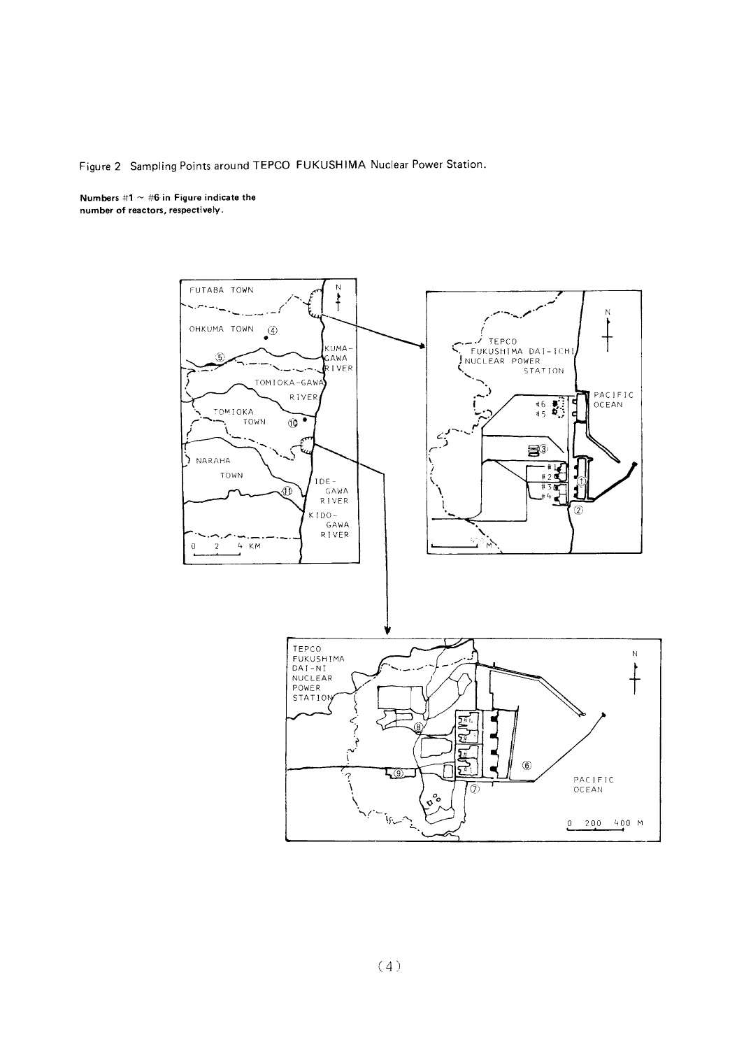Figure 2 Sampling Points around TEPCO FUKUSHIMA Nuclear Power Station.

**Numbers #1 ~ #6 in Figure indicate the number of reactors, respectively.**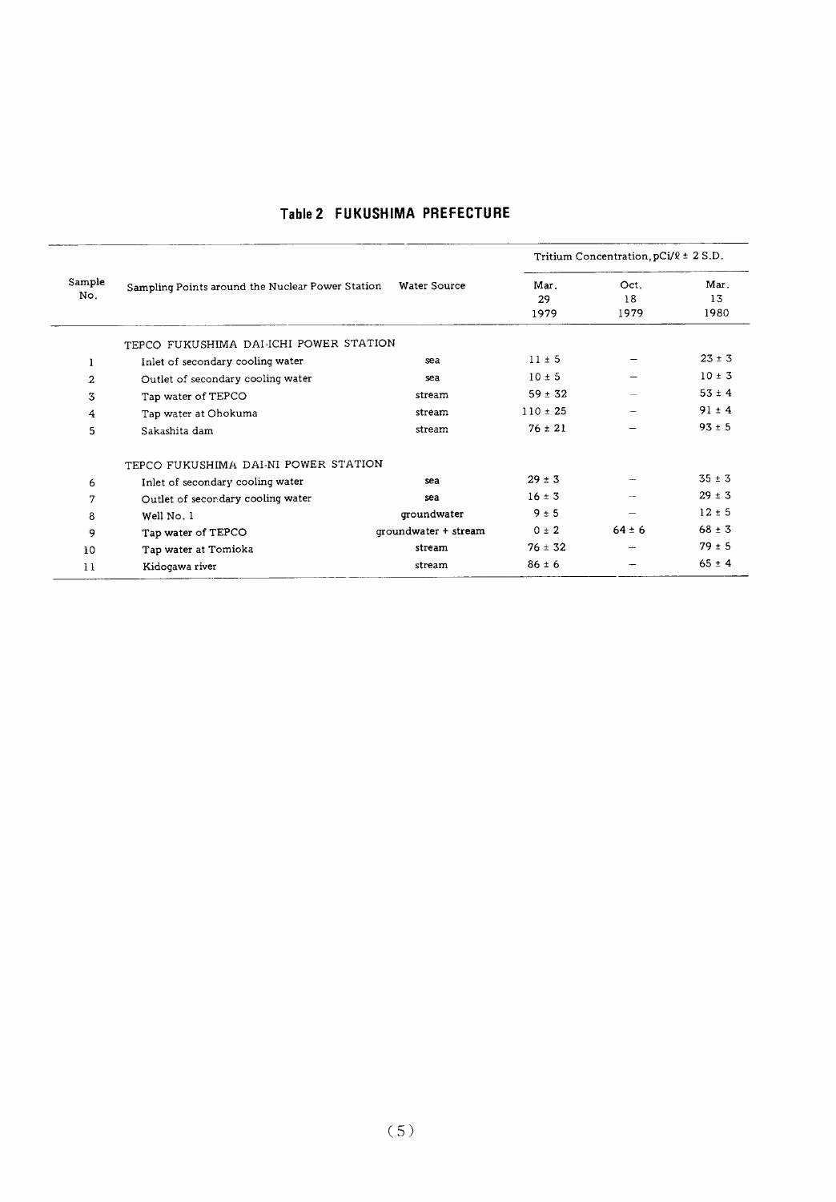## Table 2 FUKUSHIMA PREFECTURE

| Sample No. | Sampling Points around the Nuclear Power Station | Water Source | Tritium Concentration, pCi/ℓ ± 2 S.D. | | |
|---|---|---|---|---|---|
| | | | Mar. 29 1979 | Oct. 18 1979 | Mar. 13 1980 |
| | TEPCO FUKUSHIMA DAI-ICHI POWER STATION | | | | |
| 1 | Inlet of secondary cooling water | sea | 11 ± 5 | – | 23 ± 3 |
| 2 | Outlet of secondary cooling water | sea | 10 ± 5 | – | 10 ± 3 |
| 3 | Tap water of TEPCO | stream | 59 ± 32 | – | 53 ± 4 |
| 4 | Tap water at Ohokuma | stream | 110 ± 25 | – | 91 ± 4 |
| 5 | Sakashita dam | stream | 76 ± 21 | – | 93 ± 5 |
| | TEPCO FUKUSHIMA DAI-NI POWER STATION | | | | |
| 6 | Inlet of secondary cooling water | sea | 29 ± 3 | – | 35 ± 3 |
| 7 | Outlet of secondary cooling water | sea | 16 ± 3 | – | 29 ± 3 |
| 8 | Well No. 1 | groundwater | 9 ± 5 | – | 12 ± 5 |
| 9 | Tap water of TEPCO | groundwater + stream | 0 ± 2 | 64 ± 6 | 68 ± 3 |
| 10 | Tap water at Tomioka | stream | 76 ± 32 | – | 79 ± 5 |
| 11 | Kidogawa river | stream | 86 ± 6 | – | 65 ± 4 |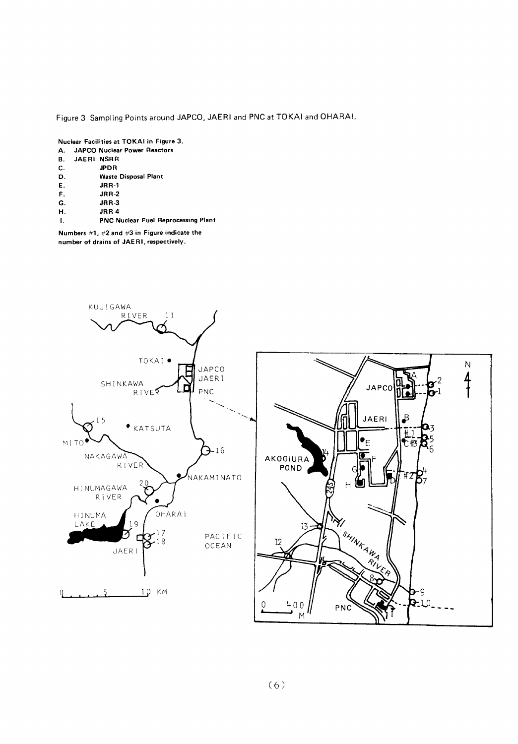Figure 3 Sampling Points around JAPCO, JAERI and PNC at TOKAI and OHARAI.

**Nuclear Facilities at TOKAI in Figure 3.**

**A. JAPCO Nuclear Power Reactors**
**B. JAERI NSRR**
**C. JPDR**
**D. Waste Disposal Plant**
**E. JRR-1**
**F. JRR-2**
**G. JRR-3**
**H. JRR-4**
**I. PNC Nuclear Fuel Reprocessing Plant**

**Numbers #1, #2 and #3 in Figure indicate the number of drains of JAERI, respectively.**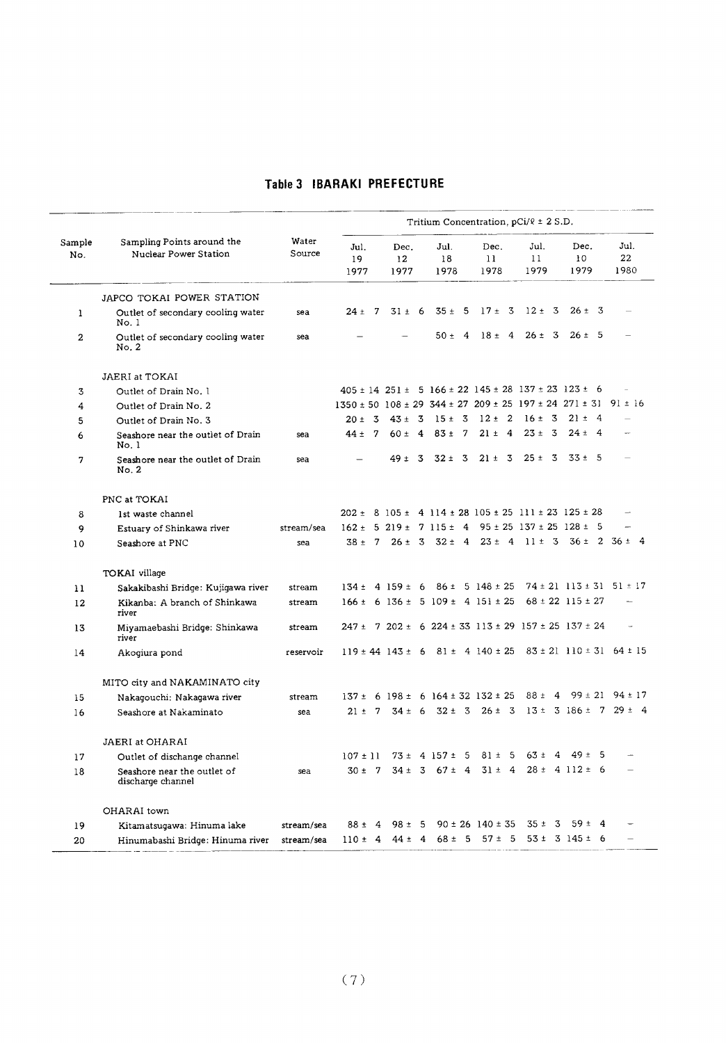## Table 3 IBARAKI PREFECTURE

| Sample No. | Sampling Points around the Nuclear Power Station | Water Source | Tritium Concentration, pCi/ℓ ± 2 S.D. | | | | | | |
|---|---|---|---|---|---|---|---|---|---|
| | | | Jul. 19 1977 | Dec. 12 1977 | Jul. 18 1978 | Dec. 11 1978 | Jul. 11 1979 | Dec. 10 1979 | Jul. 22 1980 |
| | JAPCO TOKAI POWER STATION | | | | | | | | |
| 1 | Outlet of secondary cooling water No. 1 | sea | 24 ± 7 | 31 ± 6 | 35 ± 5 | 17 ± 3 | 12 ± 3 | 26 ± 3 | – |
| 2 | Outlet of secondary cooling water No. 2 | sea | – | – | 50 ± 4 | 18 ± 4 | 26 ± 3 | 26 ± 5 | – |
| | JAERI at TOKAI | | | | | | | | |
| 3 | Outlet of Drain No. 1 | | 405 ± 14 | 251 ± 5 | 166 ± 22 | 145 ± 28 | 137 ± 23 | 123 ± 6 | – |
| 4 | Outlet of Drain No. 2 | | 1350 ± 50 | 108 ± 29 | 344 ± 27 | 209 ± 25 | 197 ± 24 | 271 ± 31 | 91 ± 16 |
| 5 | Outlet of Drain No. 3 | | 20 ± 3 | 43 ± 3 | 15 ± 3 | 12 ± 2 | 16 ± 3 | 21 ± 4 | – |
| 6 | Seashore near the outlet of Drain No. 1 | sea | 44 ± 7 | 60 ± 4 | 83 ± 7 | 21 ± 4 | 23 ± 3 | 24 ± 4 | – |
| 7 | Seashore near the outlet of Drain No. 2 | sea | – | 49 ± 3 | 32 ± 3 | 21 ± 3 | 25 ± 3 | 33 ± 5 | – |
| | PNC at TOKAI | | | | | | | | |
| 8 | 1st waste channel | | 202 ± 8 | 105 ± 4 | 114 ± 28 | 105 ± 25 | 111 ± 23 | 125 ± 28 | – |
| 9 | Estuary of Shinkawa river | stream/sea | 162 ± 5 | 219 ± 7 | 115 ± 4 | 95 ± 25 | 137 ± 25 | 128 ± 5 | – |
| 10 | Seashore at PNC | sea | 38 ± 7 | 26 ± 3 | 32 ± 4 | 23 ± 4 | 11 ± 3 | 36 ± 2 | 36 ± 4 |
| | TOKAI village | | | | | | | | |
| 11 | Sakakibashi Bridge: Kujigawa river | stream | 134 ± 4 | 159 ± 6 | 86 ± 5 | 148 ± 25 | 74 ± 21 | 113 ± 31 | 51 ± 17 |
| 12 | Kikanba: A branch of Shinkawa river | stream | 166 ± 6 | 136 ± 5 | 109 ± 4 | 151 ± 25 | 68 ± 22 | 115 ± 27 | – |
| 13 | Miyamaebashi Bridge: Shinkawa river | stream | 247 ± 7 | 202 ± 6 | 224 ± 33 | 113 ± 29 | 157 ± 25 | 137 ± 24 | – |
| 14 | Akogiura pond | reservoir | 119 ± 44 | 143 ± 6 | 81 ± 4 | 140 ± 25 | 83 ± 21 | 110 ± 31 | 64 ± 15 |
| | MITO city and NAKAMINATO city | | | | | | | | |
| 15 | Nakagouchi: Nakagawa river | stream | 137 ± 6 | 198 ± 6 | 164 ± 32 | 132 ± 25 | 88 ± 4 | 99 ± 21 | 94 ± 17 |
| 16 | Seashore at Nakaminato | sea | 21 ± 7 | 34 ± 6 | 32 ± 3 | 26 ± 3 | 13 ± 3 | 186 ± 7 | 29 ± 4 |
| | JAERI at OHARAI | | | | | | | | |
| 17 | Outlet of dischange channel | | 107 ± 11 | 73 ± 4 | 157 ± 5 | 81 ± 5 | 63 ± 4 | 49 ± 5 | – |
| 18 | Seashore near the outlet of discharge channel | sea | 30 ± 7 | 34 ± 3 | 67 ± 4 | 31 ± 4 | 28 ± 4 | 112 ± 6 | – |
| | OHARAI town | | | | | | | | |
| 19 | Kitamatsugawa: Hinuma lake | stream/sea | 88 ± 4 | 98 ± 5 | 90 ± 26 | 140 ± 35 | 35 ± 3 | 59 ± 4 | – |
| 20 | Hinumabashi Bridge: Hinuma river | stream/sea | 110 ± 4 | 44 ± 4 | 68 ± 5 | 57 ± 5 | 53 ± 3 | 145 ± 6 | – |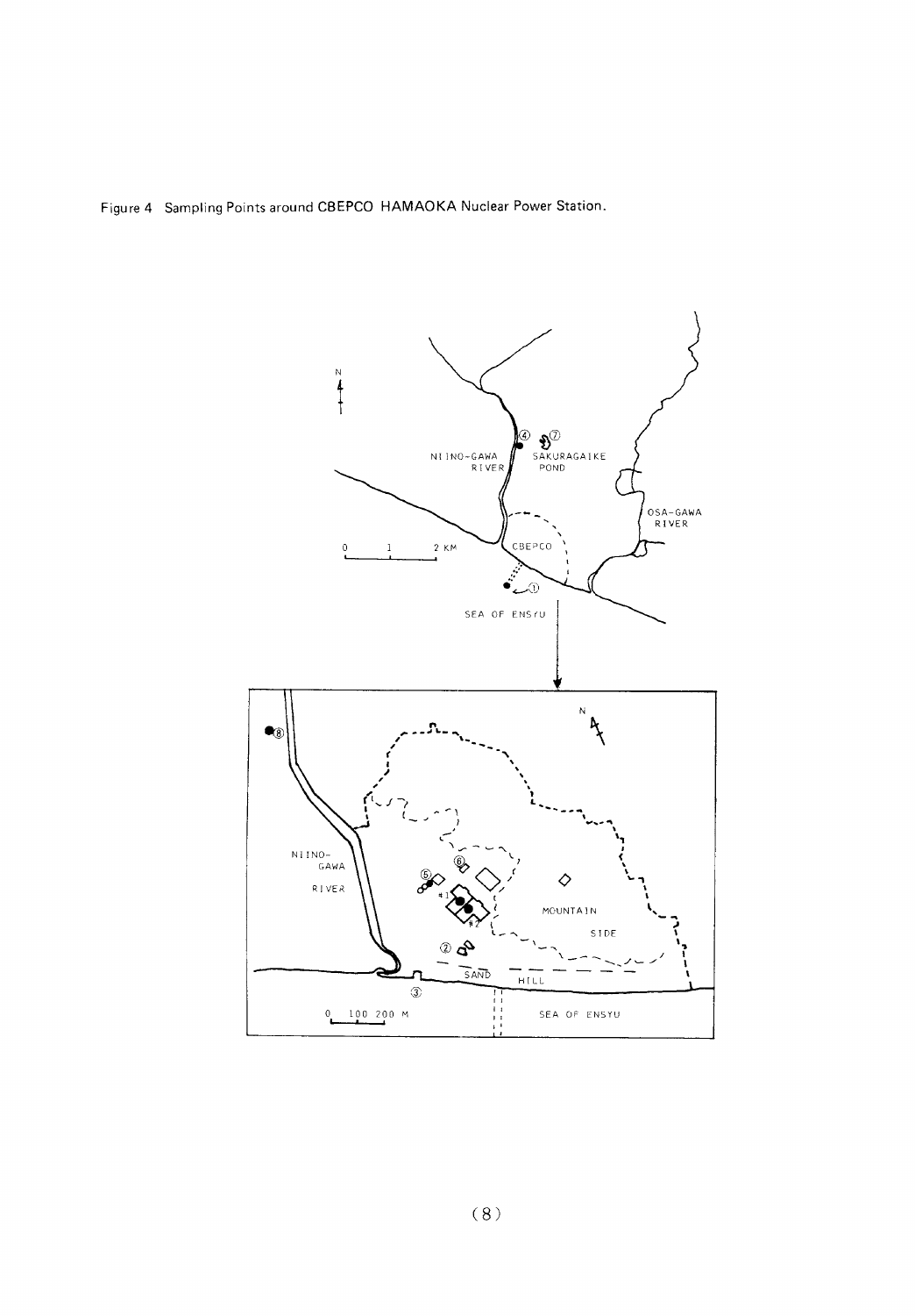Figure 4 Sampling Points around CBEPCO HAMAOKA Nuclear Power Station.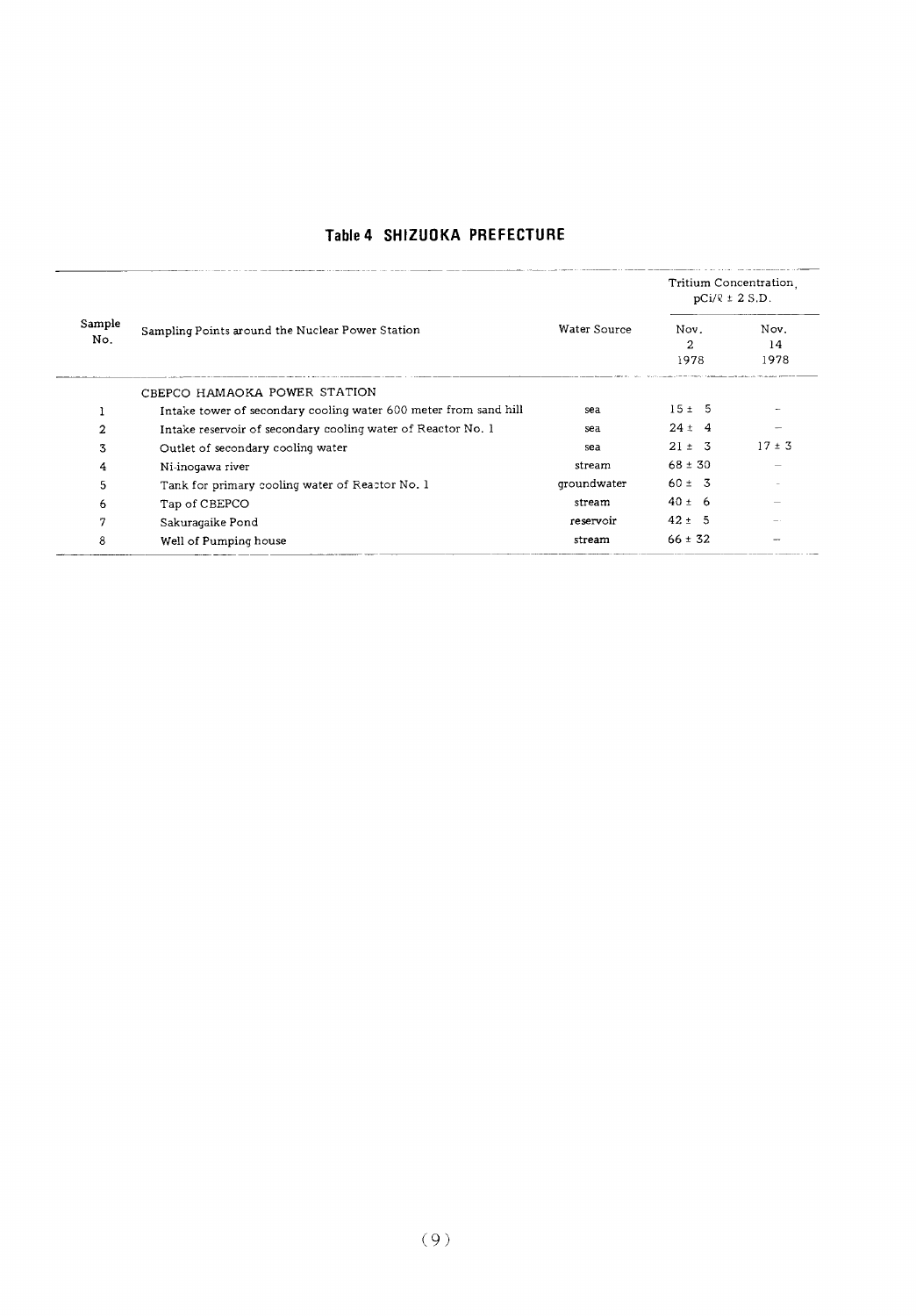## Table 4 SHIZUOKA PREFECTURE

| Sample No. | Sampling Points around the Nuclear Power Station | Water Source | Tritium Concentration, pCi/ℓ ± 2 S.D. | |
|---|---|---|---|---|
| | | | Nov. 2 1978 | Nov. 14 1978 |
| | CBEPCO HAMAOKA POWER STATION | | | |
| 1 | Intake tower of secondary cooling water 600 meter from sand hill | sea | 15 ± 5 | – |
| 2 | Intake reservoir of secondary cooling water of Reactor No. 1 | sea | 24 ± 4 | – |
| 3 | Outlet of secondary cooling water | sea | 21 ± 3 | 17 ± 3 |
| 4 | Ni-inogawa river | stream | 68 ± 30 | – |
| 5 | Tank for primary cooling water of Reactor No. 1 | groundwater | 60 ± 3 | – |
| 6 | Tap of CBEPCO | stream | 40 ± 6 | – |
| 7 | Sakuragaike Pond | reservoir | 42 ± 5 | – |
| 8 | Well of Pumping house | stream | 66 ± 32 | – |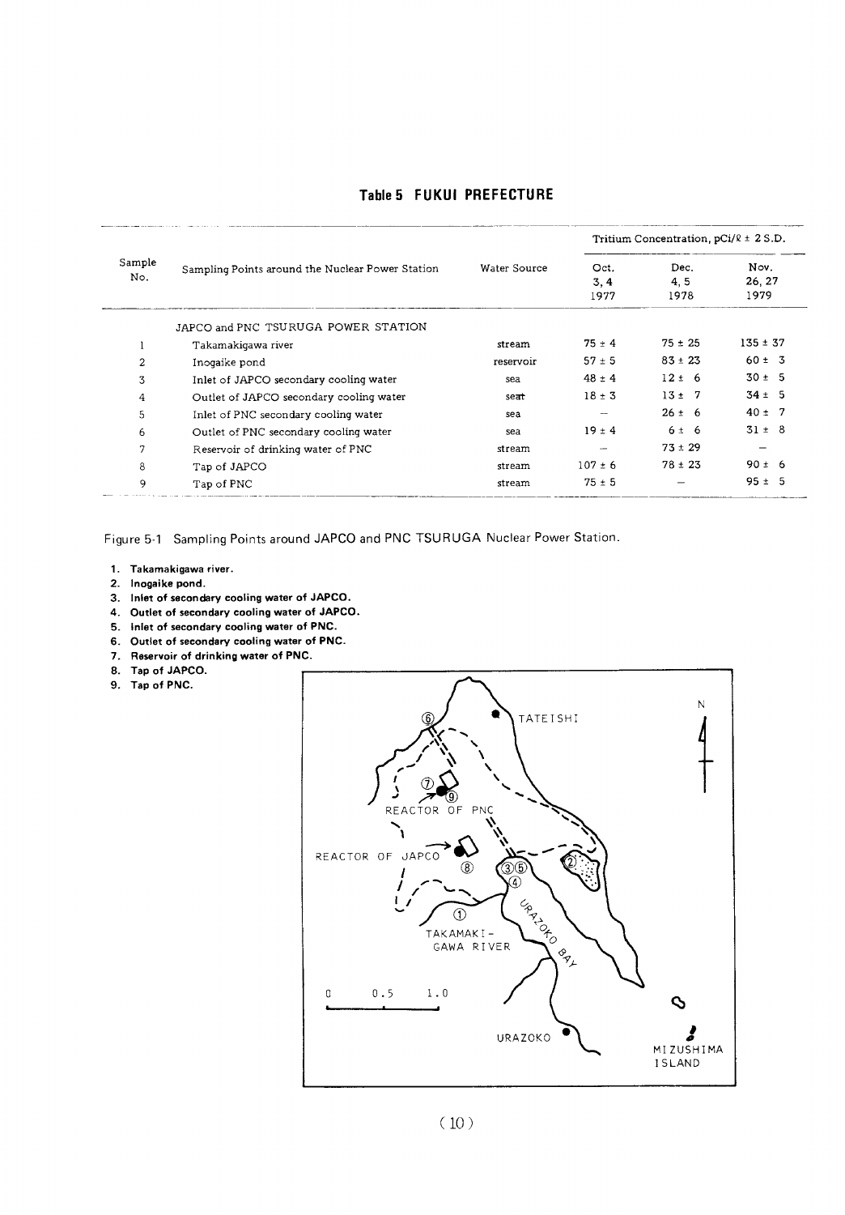## Table 5 FUKUI PREFECTURE

| Sample No. | Sampling Points around the Nuclear Power Station | Water Source | Tritium Concentration, pCi/ℓ ± 2 S.D. | | |
|---|---|---|---|---|---|
| | | | Oct. 3, 4 1977 | Dec. 4, 5 1978 | Nov. 26, 27 1979 |
| | JAPCO and PNC TSURUGA POWER STATION | | | | |
| 1 | Takamakigawa river | stream | 75 ± 4 | 75 ± 25 | 135 ± 37 |
| 2 | Inogaike pond | reservoir | 57 ± 5 | 83 ± 23 | 60 ± 3 |
| 3 | Inlet of JAPCO secondary cooling water | sea | 48 ± 4 | 12 ± 6 | 30 ± 5 |
| 4 | Outlet of JAPCO secondary cooling water | sea | 18 ± 3 | 13 ± 7 | 34 ± 5 |
| 5 | Inlet of PNC secondary cooling water | sea | — | 26 ± 6 | 40 ± 7 |
| 6 | Outlet of PNC secondary cooling water | sea | 19 ± 4 | 6 ± 6 | 31 ± 8 |
| 7 | Reservoir of drinking water of PNC | stream | — | 73 ± 29 | — |
| 8 | Tap of JAPCO | stream | 107 ± 6 | 78 ± 23 | 90 ± 6 |
| 9 | Tap of PNC | stream | 75 ± 5 | — | 95 ± 5 |

Figure 5-1 Sampling Points around JAPCO and PNC TSURUGA Nuclear Power Station.

1. **Takamakigawa river.**
2. **Inogaike pond.**
3. **Inlet of secondary cooling water of JAPCO.**
4. **Outlet of secondary cooling water of JAPCO.**
5. **Inlet of secondary cooling water of PNC.**
6. **Outlet of secondary cooling water of PNC.**
7. **Reservoir of drinking water of PNC.**
8. **Tap of JAPCO.**
9. **Tap of PNC.**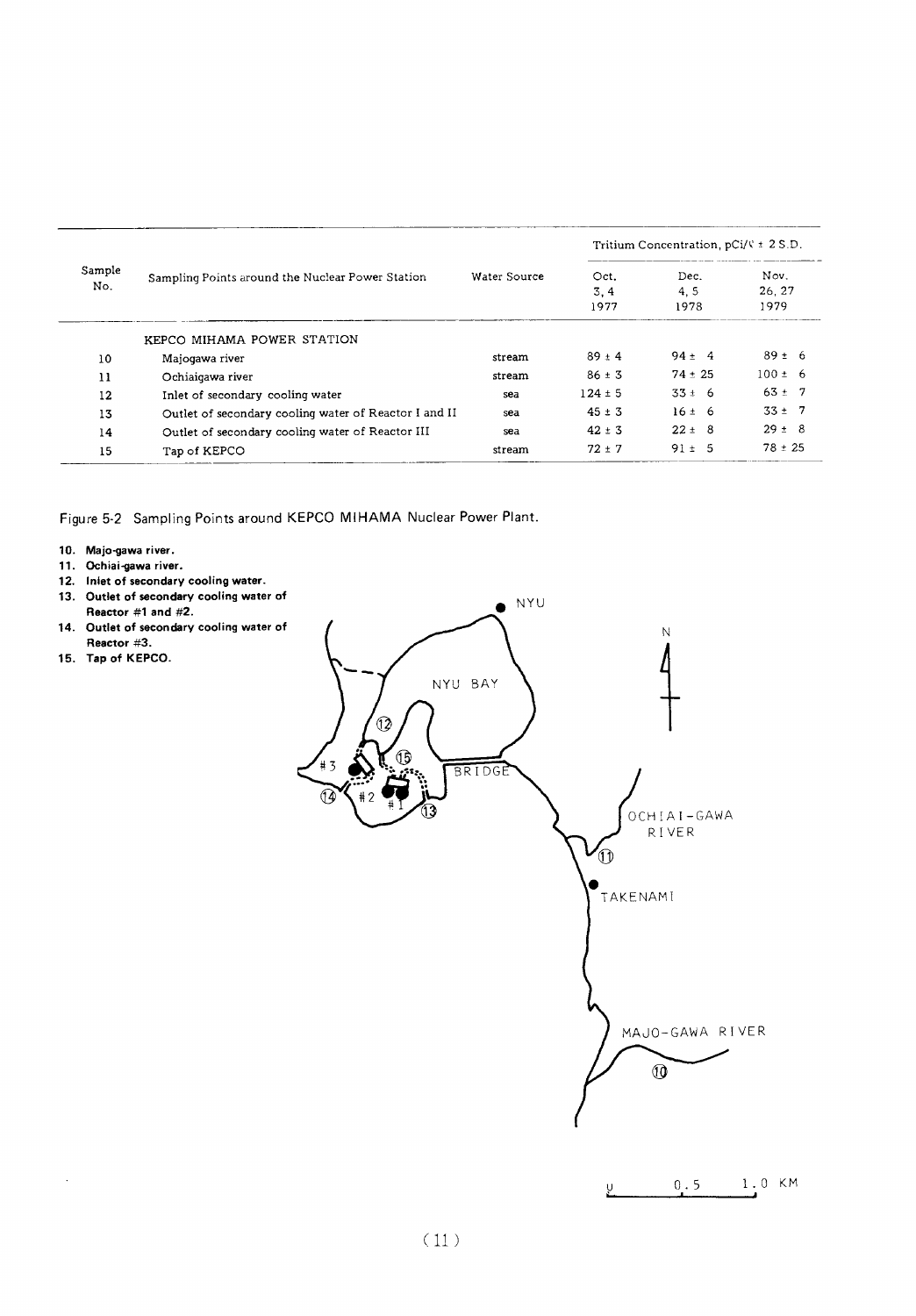| Sample No. | Sampling Points around the Nuclear Power Station | Water Source | Tritium Concentration, pCi/ℓ ± 2 S.D. | | |
|---|---|---|---|---|---|
| | | | Oct. 3, 4 1977 | Dec. 4, 5 1978 | Nov. 26, 27 1979 |
| | KEPCO MIHAMA POWER STATION | | | | |
| 10 | Majogawa river | stream | 89 ± 4 | 94 ± 4 | 89 ± 6 |
| 11 | Ochiaigawa river | stream | 86 ± 3 | 74 ± 25 | 100 ± 6 |
| 12 | Inlet of secondary cooling water | sea | 124 ± 5 | 33 ± 6 | 63 ± 7 |
| 13 | Outlet of secondary cooling water of Reactor I and II | sea | 45 ± 3 | 16 ± 6 | 33 ± 7 |
| 14 | Outlet of secondary cooling water of Reactor III | sea | 42 ± 3 | 22 ± 8 | 29 ± 8 |
| 15 | Tap of KEPCO | stream | 72 ± 7 | 91 ± 5 | 78 ± 25 |

Figure 5-2 Sampling Points around KEPCO MIHAMA Nuclear Power Plant.

10. **Majo-gawa river.**
11. **Ochiai-gawa river.**
12. **Inlet of secondary cooling water.**
13. **Outlet of secondary cooling water of Reactor #1 and #2.**
14. **Outlet of secondary cooling water of Reactor #3.**
15. **Tap of KEPCO.**

NYU

N

NYU BAY

BRIDGE

#3 #2 #1

OCHIAI-GAWA RIVER

TAKENAMI

MAJO-GAWA RIVER

0 0.5 1.0 KM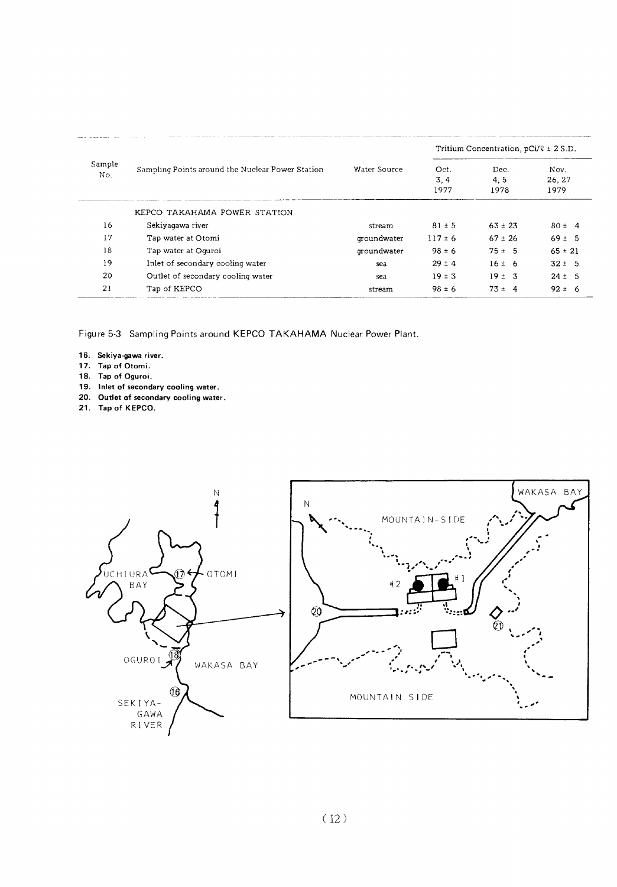| Sample No. | Sampling Points around the Nuclear Power Station | Water Source | Tritium Concentration, pCi/ℓ ± 2 S.D. | | |
|---|---|---|---|---|---|
| | | | Oct. 3, 4 1977 | Dec. 4, 5 1978 | Nov. 26, 27 1979 |
| | KEPCO TAKAHAMA POWER STATION | | | | |
| 16 | Sekiyagawa river | stream | 81 ± 5 | 63 ± 23 | 80 ± 4 |
| 17 | Tap water at Otomi | groundwater | 117 ± 6 | 67 ± 26 | 69 ± 5 |
| 18 | Tap water at Oguroi | groundwater | 98 ± 6 | 75 ± 5 | 65 ± 21 |
| 19 | Inlet of secondary cooling water | sea | 29 ± 4 | 16 ± 6 | 32 ± 5 |
| 20 | Outlet of secondary cooling water | sea | 19 ± 3 | 19 ± 3 | 24 ± 5 |
| 21 | Tap of KEPCO | stream | 98 ± 6 | 73 ± 4 | 92 ± 6 |

Figure 5-3 Sampling Points around KEPCO TAKAHAMA Nuclear Power Plant.

**16. Sekiya-gawa river.**
**17. Tap of Otomi.**
**18. Tap of Oguroi.**
**19. Inlet of secondary cooling water.**
**20. Outlet of secondary cooling water.**
**21. Tap of KEPCO.**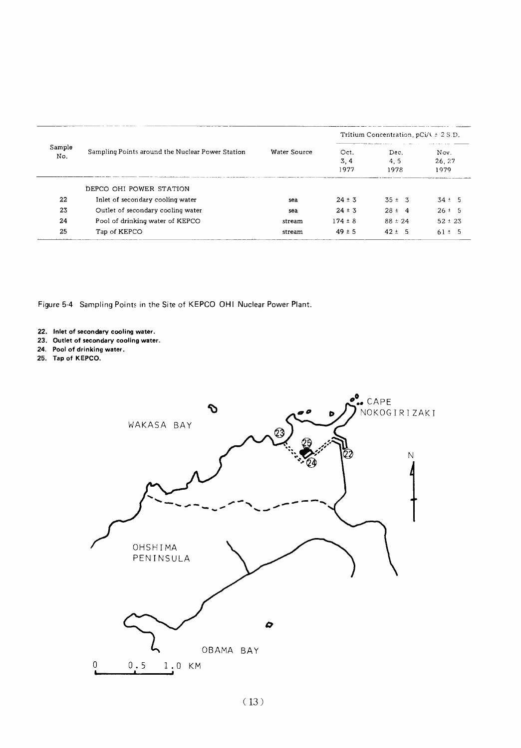| Sample No. | Sampling Points around the Nuclear Power Station | Water Source | Tritium Concentration, pCi/l ± 2 S.D. | | |
|---|---|---|---|---|---|
| | | | Oct. 3, 4 1977 | Dec. 4, 5 1978 | Nov. 26, 27 1979 |
| | DEPCO OHI POWER STATION | | | | |
| 22 | Inlet of secondary cooling water | sea | 24 ± 3 | 35 ± 3 | 34 ± 5 |
| 23 | Outlet of secondary cooling water | sea | 24 ± 3 | 28 ± 4 | 26 ± 5 |
| 24 | Pool of drinking water of KEPCO | stream | 174 ± 8 | 88 ± 24 | 52 ± 23 |
| 25 | Tap of KEPCO | stream | 49 ± 5 | 42 ± 5 | 61 ± 5 |

Figure 5-4 Sampling Points in the Site of KEPCO OHI Nuclear Power Plant.

**22. Inlet of secondary cooling water.**
**23. Outlet of secondary cooling water.**
**24. Pool of drinking water.**
**25. Tap of KEPCO.**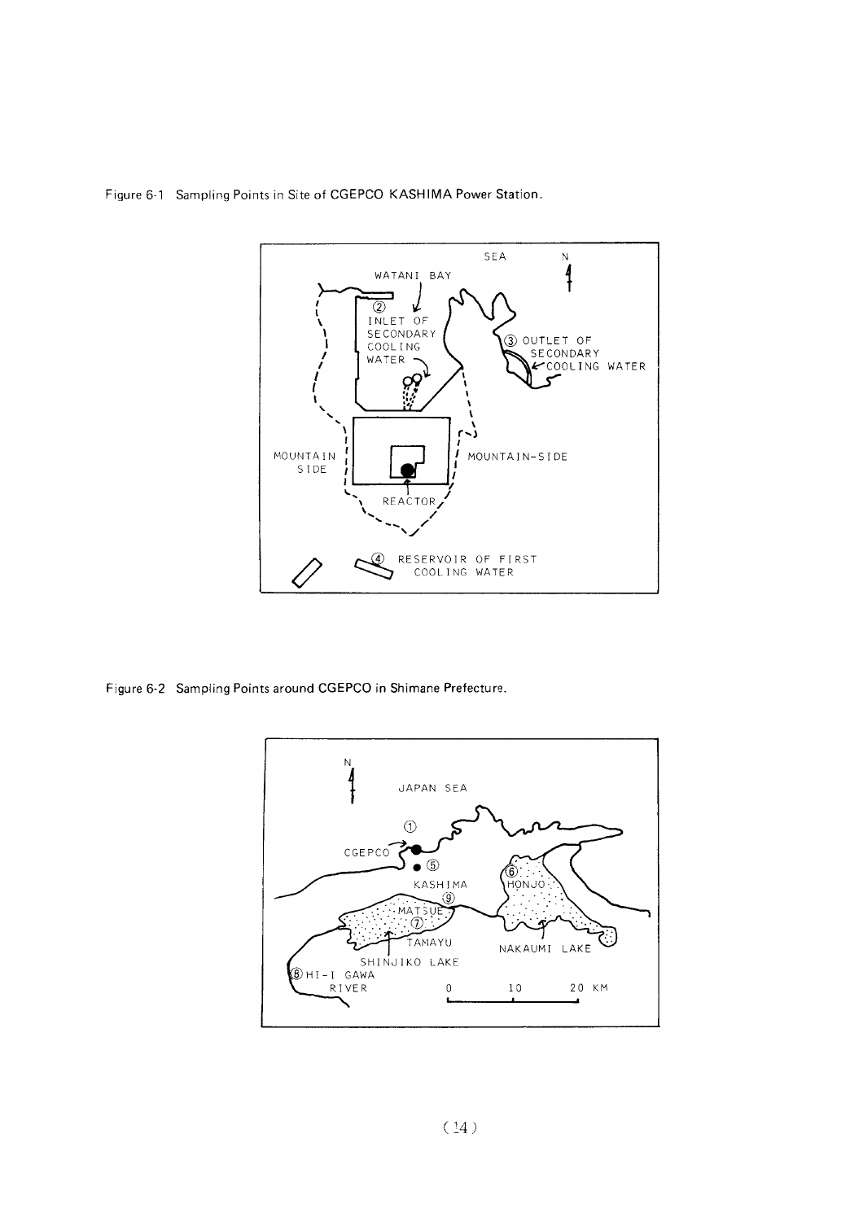Figure 6-1 Sampling Points in Site of CGEPCO KASHIMA Power Station.

Figure 6-2 Sampling Points around CGEPCO in Shimane Prefecture.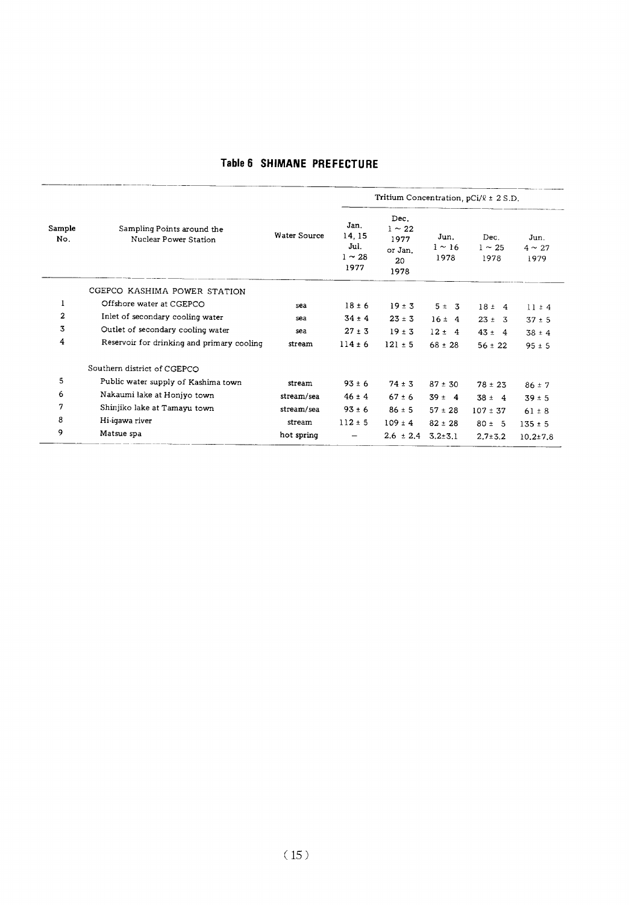## Table 6 SHIMANE PREFECTURE

| Sample No. | Sampling Points around the Nuclear Power Station | Water Source | Tritium Concentration, pCi/ℓ ± 2 S.D. | | | | |
|---|---|---|---|---|---|---|---|
| | | | Jan. 14, 15 Jul. 1 ~ 28 1977 | Dec. 1 ~ 22 1977 or Jan. 20 1978 | Jun. 1 ~ 16 1978 | Dec. 1 ~ 25 1978 | Jun. 4 ~ 27 1979 |
| | CGEPCO KASHIMA POWER STATION | | | | | | |
| 1 | Offshore water at CGEPCO | sea | 18 ± 6 | 19 ± 3 | 5 ± 3 | 18 ± 4 | 11 ± 4 |
| 2 | Inlet of secondary cooling water | sea | 34 ± 4 | 23 ± 3 | 16 ± 4 | 23 ± 3 | 37 ± 5 |
| 3 | Outlet of secondary cooling water | sea | 27 ± 3 | 19 ± 3 | 12 ± 4 | 43 ± 4 | 38 ± 4 |
| 4 | Reservoir for drinking and primary cooling | stream | 114 ± 6 | 121 ± 5 | 68 ± 28 | 56 ± 22 | 95 ± 5 |
| | Southern district of CGEPCO | | | | | | |
| 5 | Public water supply of Kashima town | stream | 93 ± 6 | 74 ± 3 | 87 ± 30 | 78 ± 23 | 86 ± 7 |
| 6 | Nakaumi lake at Honjyo town | stream/sea | 46 ± 4 | 67 ± 6 | 39 ± 4 | 38 ± 4 | 39 ± 5 |
| 7 | Shinjiko lake at Tamayu town | stream/sea | 93 ± 6 | 86 ± 5 | 57 ± 28 | 107 ± 37 | 61 ± 8 |
| 8 | Hi-igawa river | stream | 112 ± 5 | 109 ± 4 | 82 ± 28 | 80 ± 5 | 135 ± 5 |
| 9 | Matsue spa | hot spring | — | 2.6 ± 2.4 | 3.2±3.1 | 2.7±3.2 | 10.2±7.8 |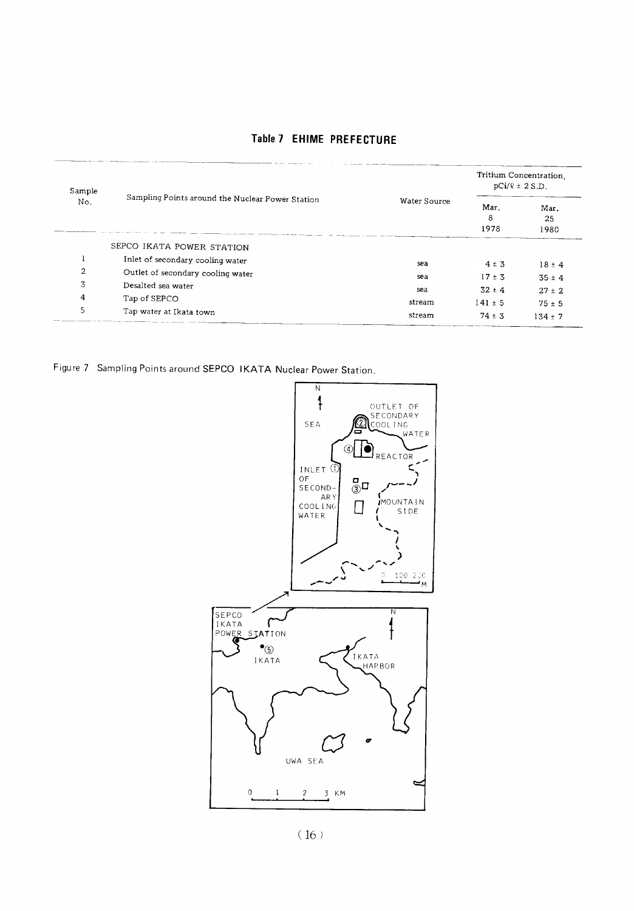# Table 7 EHIME PREFECTURE

| Sample No. | Sampling Points around the Nuclear Power Station | Water Source | Tritium Concentration, pCi/ℓ ± 2 S.D. | |
|---|---|---|---|---|
| | | | Mar. 8 1978 | Mar. 25 1980 |
| | SEPCO IKATA POWER STATION | | | |
| 1 | Inlet of secondary cooling water | sea | 4 ± 3 | 18 ± 4 |
| 2 | Outlet of secondary cooling water | sea | 17 ± 3 | 35 ± 4 |
| 3 | Desalted sea water | sea | 32 ± 4 | 27 ± 2 |
| 4 | Tap of SEPCO | stream | 141 ± 5 | 75 ± 5 |
| 5 | Tap water at Ikata town | stream | 74 ± 3 | 134 ± 7 |

Figure 7 Sampling Points around SEPCO IKATA Nuclear Power Station.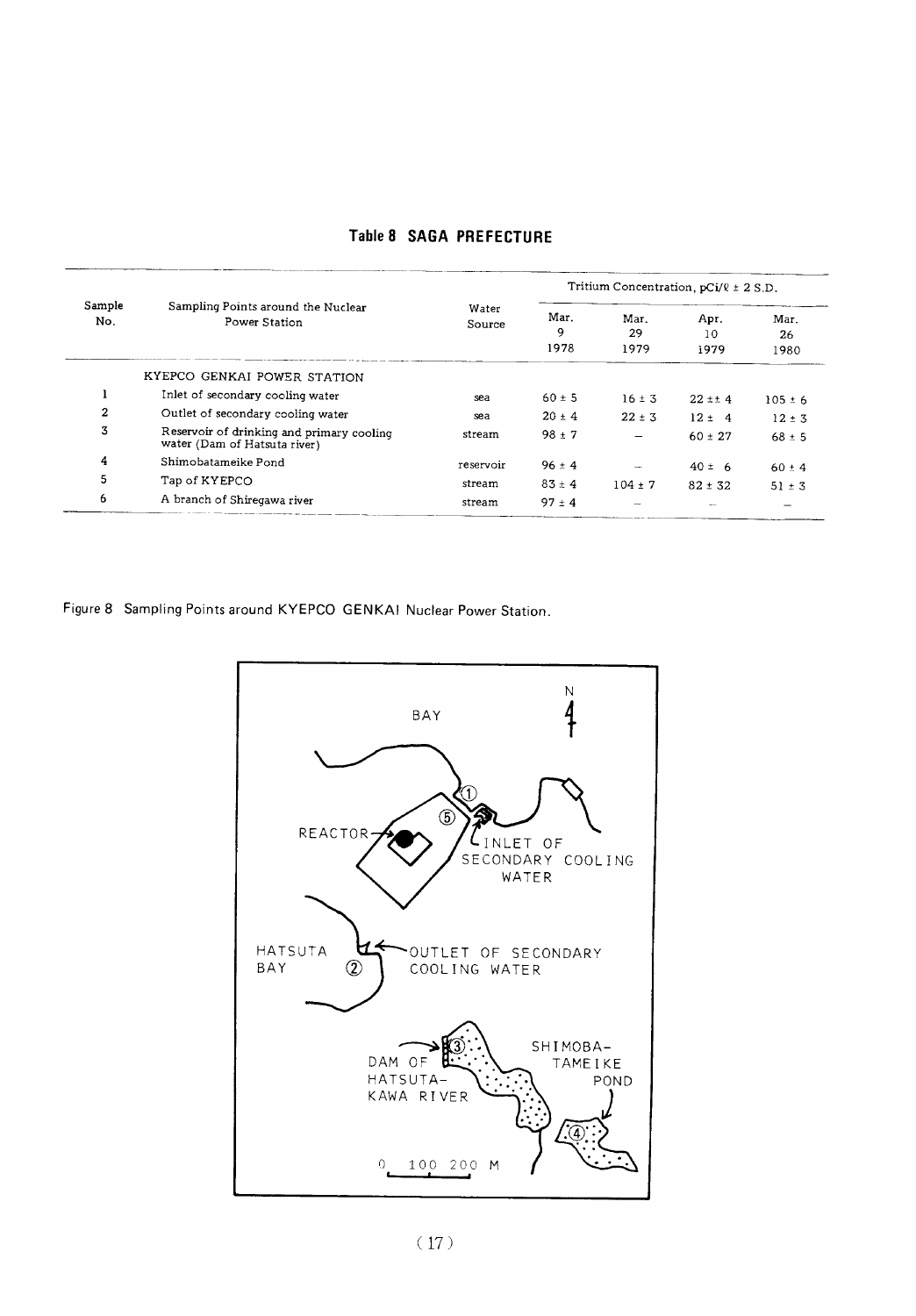# Table 8 SAGA PREFECTURE

| Sample No. | Sampling Points around the Nuclear Power Station | Water Source | Tritium Concentration, pCi/ℓ ± 2 S.D. Mar. 9 1978 | Mar. 29 1979 | Apr. 10 1979 | Mar. 26 1980 |
|---|---|---|---|---|---|---|
| | KYEPCO GENKAI POWER STATION | | | | | |
| 1 | Inlet of secondary cooling water | sea | 60 ± 5 | 16 ± 3 | 22 ±± 4 | 105 ± 6 |
| 2 | Outlet of secondary cooling water | sea | 20 ± 4 | 22 ± 3 | 12 ± 4 | 12 ± 3 |
| 3 | Reservoir of drinking and primary cooling water (Dam of Hatsuta river) | stream | 98 ± 7 | – | 60 ± 27 | 68 ± 5 |
| 4 | Shimobatameike Pond | reservoir | 96 ± 4 | – | 40 ± 6 | 60 ± 4 |
| 5 | Tap of KYEPCO | stream | 83 ± 4 | 104 ± 7 | 82 ± 32 | 51 ± 3 |
| 6 | A branch of Shiregawa river | stream | 97 ± 4 | – | – | – |

Figure 8 Sampling Points around KYEPCO GENKAI Nuclear Power Station.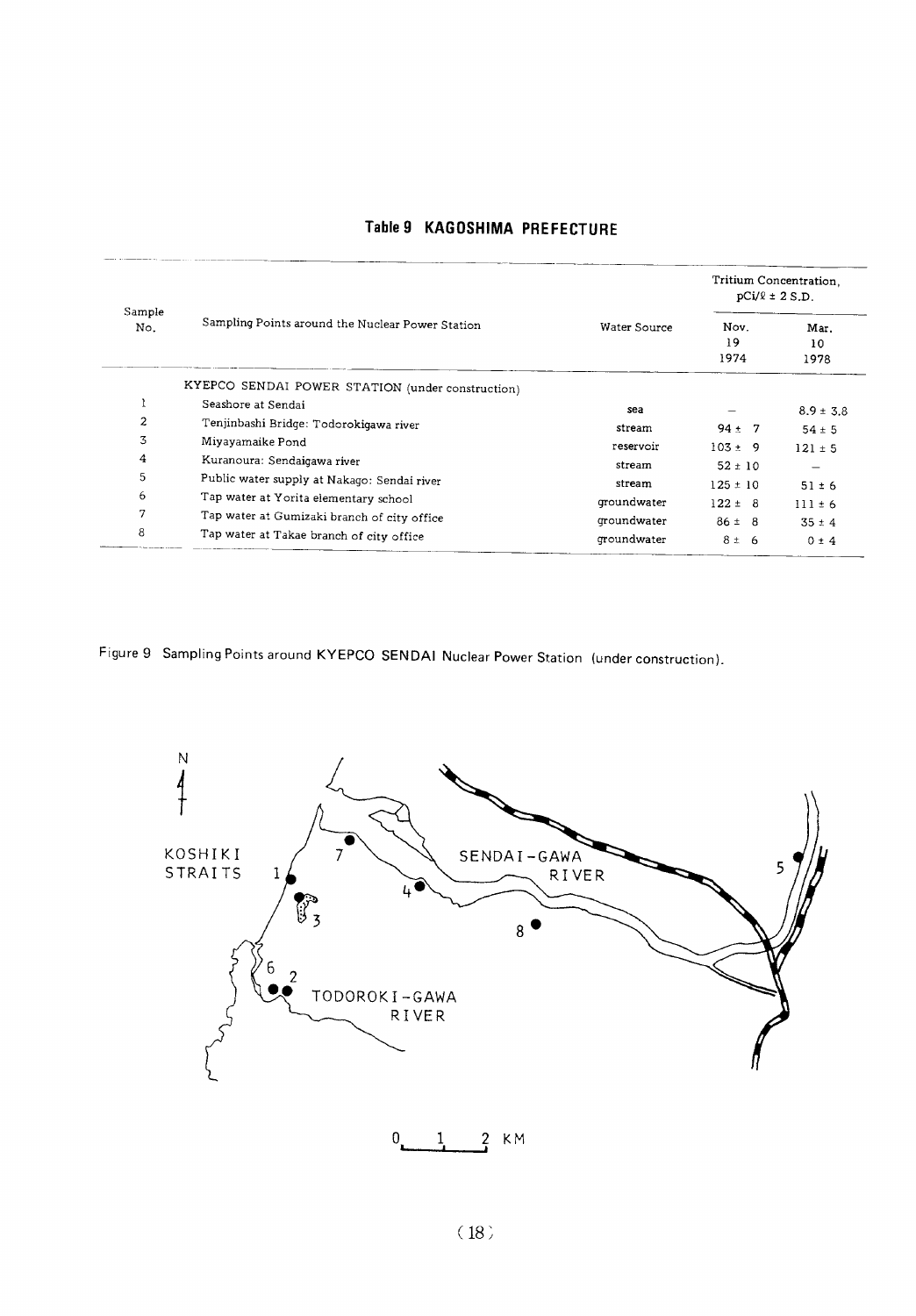## Table 9 KAGOSHIMA PREFECTURE

| Sample No. | Sampling Points around the Nuclear Power Station | Water Source | Tritium Concentration, pCi/ℓ ± 2 S.D. | |
|---|---|---|---|---|
| | | | Nov. 19 1974 | Mar. 10 1978 |
| | KYEPCO SENDAI POWER STATION (under construction) | | | |
| 1 | Seashore at Sendai | sea | – | 8.9 ± 3.8 |
| 2 | Tenjinbashi Bridge: Todorokigawa river | stream | 94 ± 7 | 54 ± 5 |
| 3 | Miyayamaike Pond | reservoir | 103 ± 9 | 121 ± 5 |
| 4 | Kuranoura: Sendaigawa river | stream | 52 ± 10 | – |
| 5 | Public water supply at Nakago: Sendai river | stream | 125 ± 10 | 51 ± 6 |
| 6 | Tap water at Yorita elementary school | groundwater | 122 ± 8 | 111 ± 6 |
| 7 | Tap water at Gumizaki branch of city office | groundwater | 86 ± 8 | 35 ± 4 |
| 8 | Tap water at Takae branch of city office | groundwater | 8 ± 6 | 0 ± 4 |

Figure 9 Sampling Points around KYEPCO SENDAI Nuclear Power Station (under construction).

N

KOSHIKI STRAITS

SENDAI-GAWA RIVER

TODOROKI-GAWA RIVER

1 2 3 4 5 6 7 8

0 1 2 KM